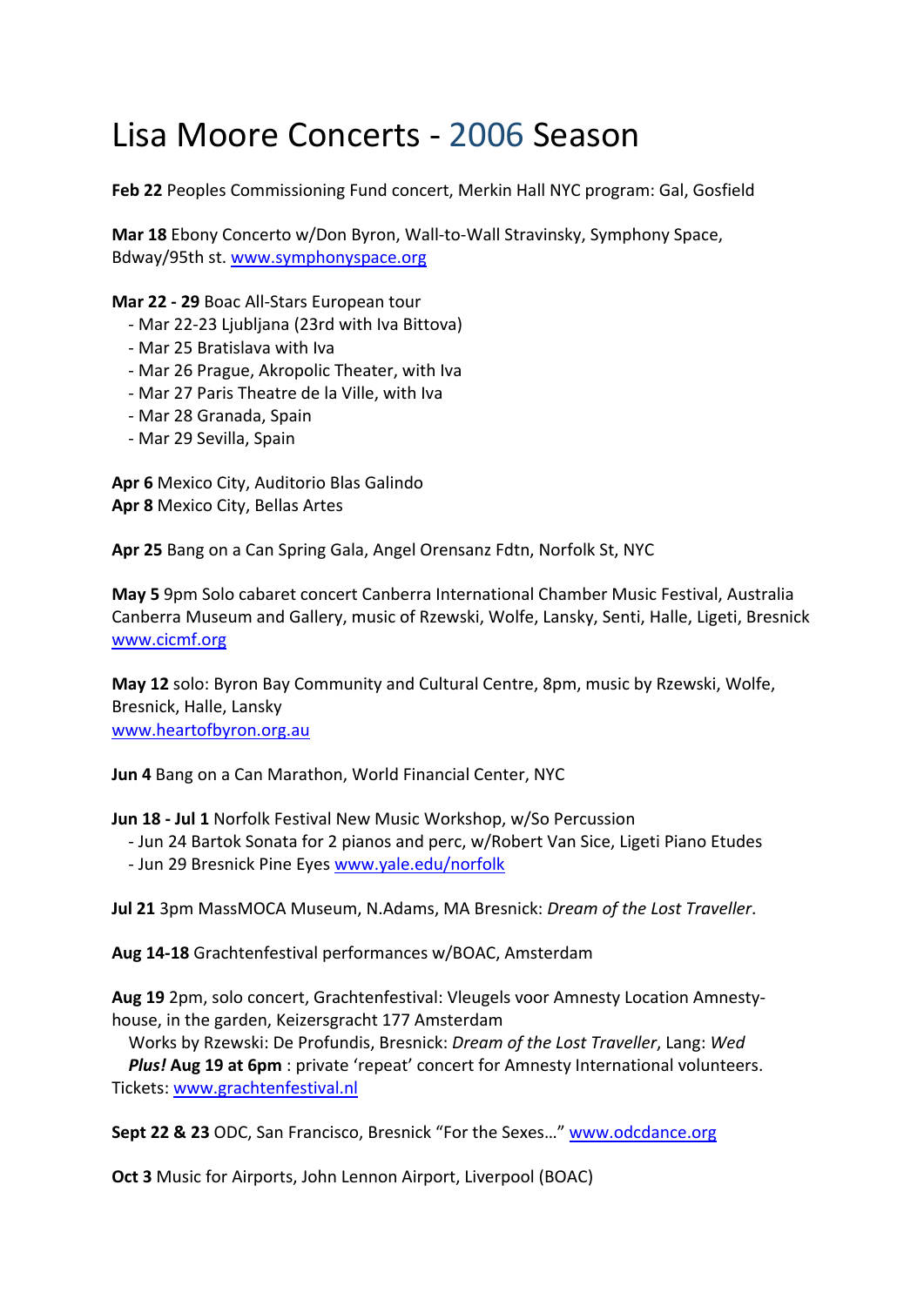# Lisa Moore Concerts - 2006 Season

**Feb 22** Peoples Commissioning Fund concert, Merkin Hall NYC program: Gal, Gosfield

**Mar 18** Ebony Concerto w/Don Byron, Wall-to-Wall Stravinsky, Symphony Space, Bdway/95th st. www.symphonyspace.org

**Mar 22 - 29** Boac All-Stars European tour
- Mar 22-23 Ljubljana (23rd with Iva Bittova)
- Mar 25 Bratislava with Iva
- Mar 26 Prague, Akropolic Theater, with Iva
- Mar 27 Paris Theatre de la Ville, with Iva
- Mar 28 Granada, Spain
- Mar 29 Sevilla, Spain

**Apr 6** Mexico City, Auditorio Blas Galindo
**Apr 8** Mexico City, Bellas Artes

**Apr 25** Bang on a Can Spring Gala, Angel Orensanz Fdtn, Norfolk St, NYC

**May 5** 9pm Solo cabaret concert Canberra International Chamber Music Festival, Australia Canberra Museum and Gallery, music of Rzewski, Wolfe, Lansky, Senti, Halle, Ligeti, Bresnick
www.cicmf.org

**May 12** solo: Byron Bay Community and Cultural Centre, 8pm, music by Rzewski, Wolfe, Bresnick, Halle, Lansky
www.heartofbyron.org.au

**Jun 4** Bang on a Can Marathon, World Financial Center, NYC

**Jun 18 - Jul 1** Norfolk Festival New Music Workshop, w/So Percussion
- Jun 24 Bartok Sonata for 2 pianos and perc, w/Robert Van Sice, Ligeti Piano Etudes
- Jun 29 Bresnick Pine Eyes www.yale.edu/norfolk

**Jul 21** 3pm MassMOCA Museum, N.Adams, MA Bresnick: *Dream of the Lost Traveller*.

**Aug 14-18** Grachtenfestival performances w/BOAC, Amsterdam

**Aug 19** 2pm, solo concert, Grachtenfestival: Vleugels voor Amnesty Location Amnesty-house, in the garden, Keizersgracht 177 Amsterdam
Works by Rzewski: De Profundis, Bresnick: *Dream of the Lost Traveller*, Lang: *Wed*
***Plus!*** **Aug 19 at 6pm** : private 'repeat' concert for Amnesty International volunteers.
Tickets: www.grachtenfestival.nl

**Sept 22 & 23** ODC, San Francisco, Bresnick "For the Sexes…" www.odcdance.org

**Oct 3** Music for Airports, John Lennon Airport, Liverpool (BOAC)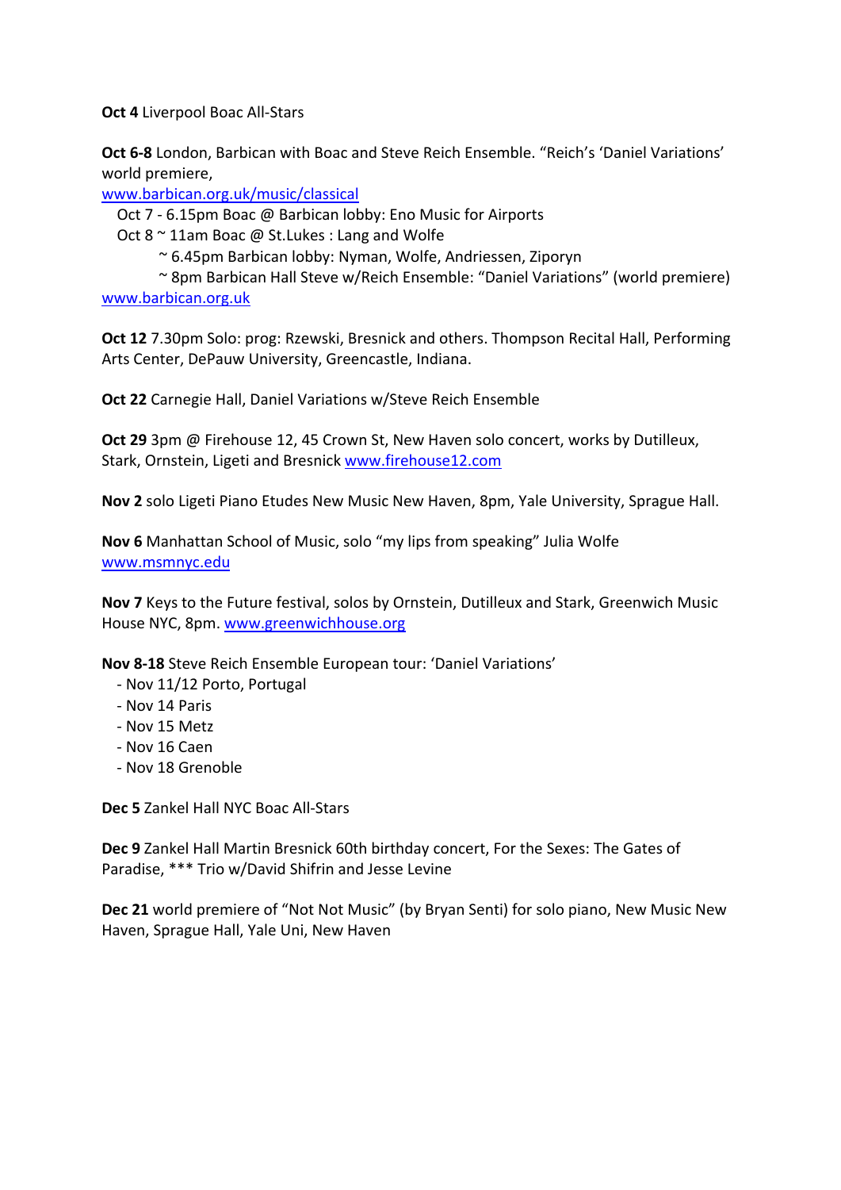**Oct 4** Liverpool Boac All-Stars

**Oct 6-8** London, Barbican with Boac and Steve Reich Ensemble. "Reich's 'Daniel Variations' world premiere,
www.barbican.org.uk/music/classical

Oct 7 - 6.15pm Boac @ Barbican lobby: Eno Music for Airports
Oct 8 ~ 11am Boac @ St.Lukes : Lang and Wolfe
~ 6.45pm Barbican lobby: Nyman, Wolfe, Andriessen, Ziporyn
~ 8pm Barbican Hall Steve w/Reich Ensemble: "Daniel Variations" (world premiere)
www.barbican.org.uk

**Oct 12** 7.30pm Solo: prog: Rzewski, Bresnick and others. Thompson Recital Hall, Performing Arts Center, DePauw University, Greencastle, Indiana.

**Oct 22** Carnegie Hall, Daniel Variations w/Steve Reich Ensemble

**Oct 29** 3pm @ Firehouse 12, 45 Crown St, New Haven solo concert, works by Dutilleux, Stark, Ornstein, Ligeti and Bresnick www.firehouse12.com

**Nov 2** solo Ligeti Piano Etudes New Music New Haven, 8pm, Yale University, Sprague Hall.

**Nov 6** Manhattan School of Music, solo "my lips from speaking" Julia Wolfe
www.msmnyc.edu

**Nov 7** Keys to the Future festival, solos by Ornstein, Dutilleux and Stark, Greenwich Music House NYC, 8pm. www.greenwichhouse.org

**Nov 8-18** Steve Reich Ensemble European tour: 'Daniel Variations'

- Nov 11/12 Porto, Portugal
- Nov 14 Paris
- Nov 15 Metz
- Nov 16 Caen
- Nov 18 Grenoble

**Dec 5** Zankel Hall NYC Boac All-Stars

**Dec 9** Zankel Hall Martin Bresnick 60th birthday concert, For the Sexes: The Gates of Paradise, *** Trio w/David Shifrin and Jesse Levine

**Dec 21** world premiere of "Not Not Music" (by Bryan Senti) for solo piano, New Music New Haven, Sprague Hall, Yale Uni, New Haven